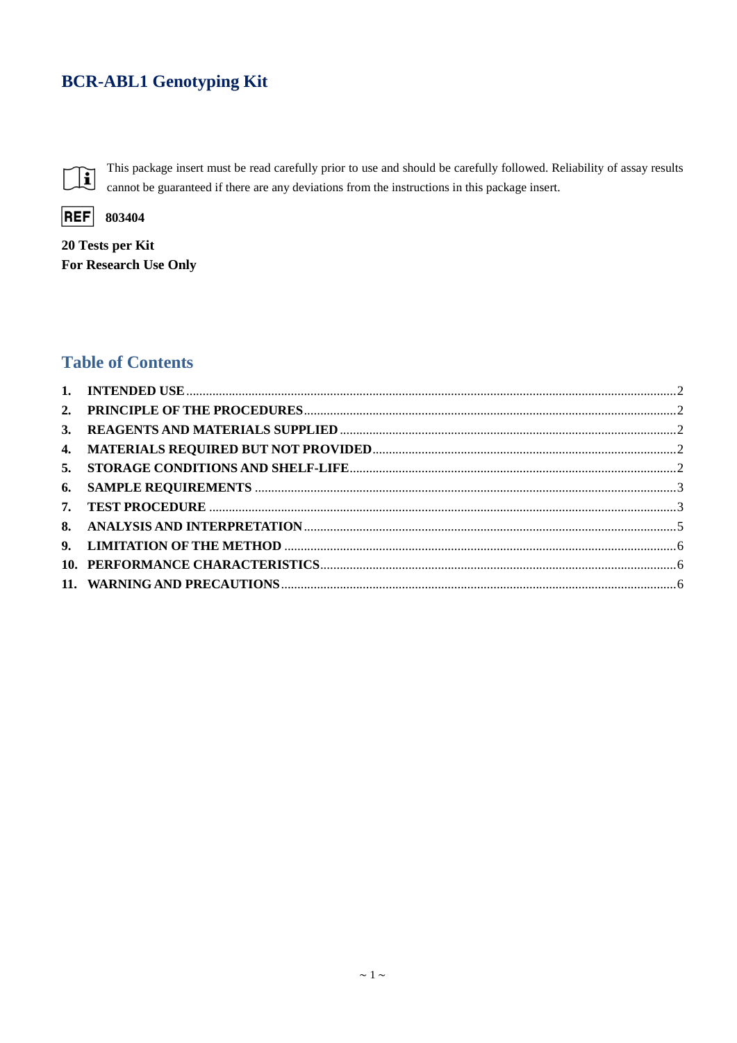# BCR-ABL1 Genotyping Kit

This package insert must be read carefully prior to use and should be carefully followed. Reliability of assay results cannot be guaranteed if there are any deviations from the instructions in this package insert.

**REF** **803404**

**20 Tests per Kit**
**For Research Use Only**

## Table of Contents

| | | |
|---|---|---|
| **1.** | **INTENDED USE** | 2 |
| **2.** | **PRINCIPLE OF THE PROCEDURES** | 2 |
| **3.** | **REAGENTS AND MATERIALS SUPPLIED** | 2 |
| **4.** | **MATERIALS REQUIRED BUT NOT PROVIDED** | 2 |
| **5.** | **STORAGE CONDITIONS AND SHELF-LIFE** | 2 |
| **6.** | **SAMPLE REQUIREMENTS** | 3 |
| **7.** | **TEST PROCEDURE** | 3 |
| **8.** | **ANALYSIS AND INTERPRETATION** | 5 |
| **9.** | **LIMITATION OF THE METHOD** | 6 |
| **10.** | **PERFORMANCE CHARACTERISTICS** | 6 |
| **11.** | **WARNING AND PRECAUTIONS** | 6 |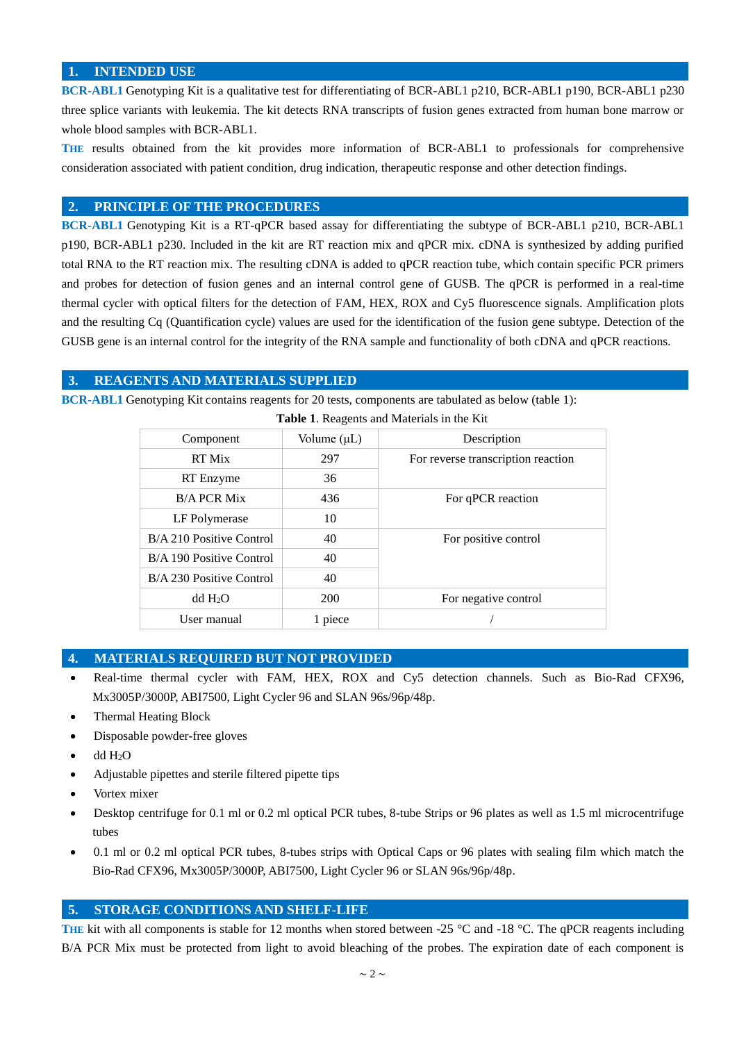## 1. INTENDED USE

**BCR-ABL1** Genotyping Kit is a qualitative test for differentiating of BCR-ABL1 p210, BCR-ABL1 p190, BCR-ABL1 p230 three splice variants with leukemia. The kit detects RNA transcripts of fusion genes extracted from human bone marrow or whole blood samples with BCR-ABL1.

**THE** results obtained from the kit provides more information of BCR-ABL1 to professionals for comprehensive consideration associated with patient condition, drug indication, therapeutic response and other detection findings.

## 2. PRINCIPLE OF THE PROCEDURES

**BCR-ABL1** Genotyping Kit is a RT-qPCR based assay for differentiating the subtype of BCR-ABL1 p210, BCR-ABL1 p190, BCR-ABL1 p230. Included in the kit are RT reaction mix and qPCR mix. cDNA is synthesized by adding purified total RNA to the RT reaction mix. The resulting cDNA is added to qPCR reaction tube, which contain specific PCR primers and probes for detection of fusion genes and an internal control gene of GUSB. The qPCR is performed in a real-time thermal cycler with optical filters for the detection of FAM, HEX, ROX and Cy5 fluorescence signals. Amplification plots and the resulting Cq (Quantification cycle) values are used for the identification of the fusion gene subtype. Detection of the GUSB gene is an internal control for the integrity of the RNA sample and functionality of both cDNA and qPCR reactions.

## 3. REAGENTS AND MATERIALS SUPPLIED

**BCR-ABL1** Genotyping Kit contains reagents for 20 tests, components are tabulated as below (table 1):

**Table 1**. Reagents and Materials in the Kit

| Component | Volume (μL) | Description |
|---|---|---|
| RT Mix | 297 | For reverse transcription reaction |
| RT Enzyme | 36 | |
| B/A PCR Mix | 436 | For qPCR reaction |
| LF Polymerase | 10 | |
| B/A 210 Positive Control | 40 | For positive control |
| B/A 190 Positive Control | 40 | |
| B/A 230 Positive Control | 40 | |
| dd $H_2O$ | 200 | For negative control |
| User manual | 1 piece | / |

## 4. MATERIALS REQUIRED BUT NOT PROVIDED

- Real-time thermal cycler with FAM, HEX, ROX and Cy5 detection channels. Such as Bio-Rad CFX96, Mx3005P/3000P, ABI7500, Light Cycler 96 and SLAN 96s/96p/48p.
- Thermal Heating Block
- Disposable powder-free gloves
- dd $H_2O$
- Adjustable pipettes and sterile filtered pipette tips
- Vortex mixer
- Desktop centrifuge for 0.1 ml or 0.2 ml optical PCR tubes, 8-tube Strips or 96 plates as well as 1.5 ml microcentrifuge tubes
- 0.1 ml or 0.2 ml optical PCR tubes, 8-tubes strips with Optical Caps or 96 plates with sealing film which match the Bio-Rad CFX96, Mx3005P/3000P, ABI7500, Light Cycler 96 or SLAN 96s/96p/48p.

## 5. STORAGE CONDITIONS AND SHELF-LIFE

**THE** kit with all components is stable for 12 months when stored between -25 °C and -18 °C. The qPCR reagents including B/A PCR Mix must be protected from light to avoid bleaching of the probes. The expiration date of each component is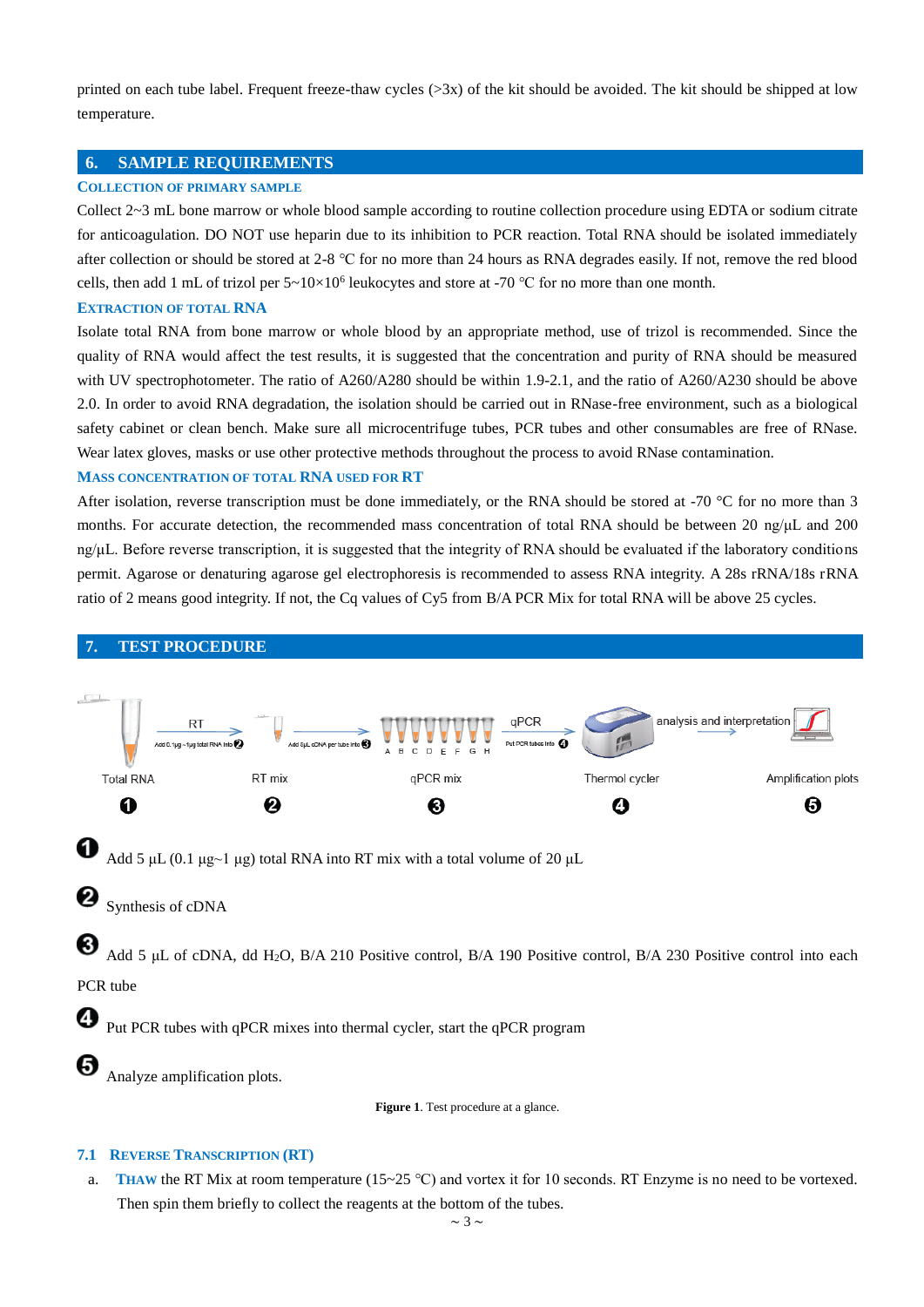printed on each tube label. Frequent freeze-thaw cycles (>3x) of the kit should be avoided. The kit should be shipped at low temperature.

## 6. SAMPLE REQUIREMENTS

### Collection of Primary Sample

Collect 2~3 mL bone marrow or whole blood sample according to routine collection procedure using EDTA or sodium citrate for anticoagulation. DO NOT use heparin due to its inhibition to PCR reaction. Total RNA should be isolated immediately after collection or should be stored at 2-8 ℃ for no more than 24 hours as RNA degrades easily. If not, remove the red blood cells, then add 1 mL of trizol per $5\sim10\times10^6$ leukocytes and store at -70 ℃ for no more than one month.

### Extraction of Total RNA

Isolate total RNA from bone marrow or whole blood by an appropriate method, use of trizol is recommended. Since the quality of RNA would affect the test results, it is suggested that the concentration and purity of RNA should be measured with UV spectrophotometer. The ratio of A260/A280 should be within 1.9-2.1, and the ratio of A260/A230 should be above 2.0. In order to avoid RNA degradation, the isolation should be carried out in RNase-free environment, such as a biological safety cabinet or clean bench. Make sure all microcentrifuge tubes, PCR tubes and other consumables are free of RNase. Wear latex gloves, masks or use other protective methods throughout the process to avoid RNase contamination.

### Mass Concentration of Total RNA Used for RT

After isolation, reverse transcription must be done immediately, or the RNA should be stored at -70 ℃ for no more than 3 months. For accurate detection, the recommended mass concentration of total RNA should be between 20 ng/μL and 200 ng/μL. Before reverse transcription, it is suggested that the integrity of RNA should be evaluated if the laboratory conditions permit. Agarose or denaturing agarose gel electrophoresis is recommended to assess RNA integrity. A 28s rRNA/18s rRNA ratio of 2 means good integrity. If not, the Cq values of Cy5 from B/A PCR Mix for total RNA will be above 25 cycles.

## 7. TEST PROCEDURE

Total RNA ❶ —RT (Add 0.1μg~1μg total RNA into ❷)→ RT mix ❷ —(Add 5μL cDNA per tube into ❸)→ qPCR mix ❸ (A B C D E F G H) —qPCR (Put PCR tubes into ❹)→ Thermol cycler ❹ —analysis and interpretation→ Amplification plots ❺

❶ Add 5 μL (0.1 μg~1 μg) total RNA into RT mix with a total volume of 20 μL

❷ Synthesis of cDNA

❸ Add 5 μL of cDNA, dd $H_2O$, B/A 210 Positive control, B/A 190 Positive control, B/A 230 Positive control into each PCR tube

❹ Put PCR tubes with qPCR mixes into thermal cycler, start the qPCR program

❺ Analyze amplification plots.

**Figure 1**. Test procedure at a glance.

### 7.1 Reverse Transcription (RT)

a. **Thaw** the RT Mix at room temperature (15~25 ℃) and vortex it for 10 seconds. RT Enzyme is no need to be vortexed. Then spin them briefly to collect the reagents at the bottom of the tubes.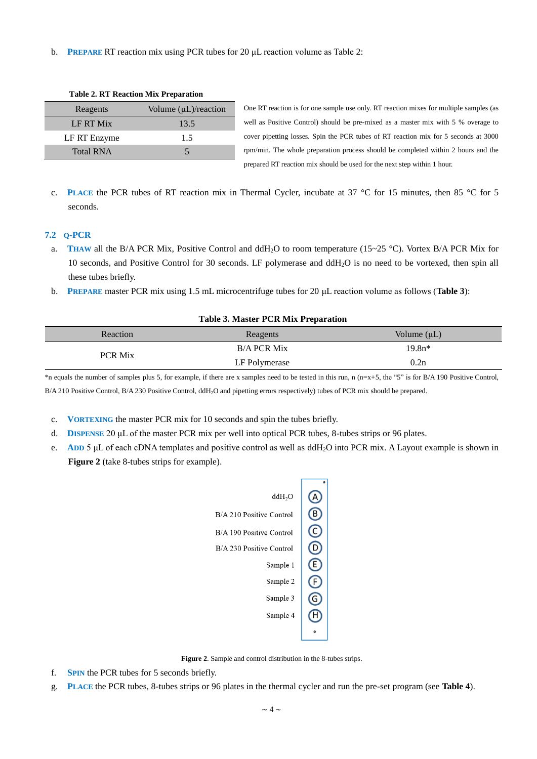b. **PREPARE** RT reaction mix using PCR tubes for 20 μL reaction volume as Table 2:

**Table 2. RT Reaction Mix Preparation**

| Reagents | Volume (μL)/reaction |
|---|---|
| LF RT Mix | 13.5 |
| LF RT Enzyme | 1.5 |
| Total RNA | 5 |

One RT reaction is for one sample use only. RT reaction mixes for multiple samples (as well as Positive Control) should be pre-mixed as a master mix with 5 % overage to cover pipetting losses. Spin the PCR tubes of RT reaction mix for 5 seconds at 3000 rpm/min. The whole preparation process should be completed within 2 hours and the prepared RT reaction mix should be used for the next step within 1 hour.

c. **PLACE** the PCR tubes of RT reaction mix in Thermal Cycler, incubate at 37 °C for 15 minutes, then 85 °C for 5 seconds.

### 7.2 Q-PCR

a. **THAW** all the B/A PCR Mix, Positive Control and $ddH_2O$ to room temperature (15~25 °C). Vortex B/A PCR Mix for 10 seconds, and Positive Control for 30 seconds. LF polymerase and $ddH_2O$ is no need to be vortexed, then spin all these tubes briefly.

b. **PREPARE** master PCR mix using 1.5 mL microcentrifuge tubes for 20 μL reaction volume as follows (**Table 3**):

**Table 3. Master PCR Mix Preparation**

| Reaction | Reagents | Volume (μL) |
|---|---|---|
| PCR Mix | B/A PCR Mix | 19.8n* |
| | LF Polymerase | 0.2n |

*n equals the number of samples plus 5, for example, if there are x samples need to be tested in this run, n (n=x+5, the "5" is for B/A 190 Positive Control, B/A 210 Positive Control, B/A 230 Positive Control, $ddH_2O$ and pipetting errors respectively) tubes of PCR mix should be prepared.

c. **VORTEXING** the master PCR mix for 10 seconds and spin the tubes briefly.

d. **DISPENSE** 20 μL of the master PCR mix per well into optical PCR tubes, 8-tubes strips or 96 plates.

e. **ADD** 5 μL of each cDNA templates and positive control as well as $ddH_2O$ into PCR mix. A Layout example is shown in **Figure 2** (take 8-tubes strips for example).

| Content | Well |
|---|---|
| $ddH_2O$ | A |
| B/A 210 Positive Control | B |
| B/A 190 Positive Control | C |
| B/A 230 Positive Control | D |
| Sample 1 | E |
| Sample 2 | F |
| Sample 3 | G |
| Sample 4 | H |

**Figure 2**. Sample and control distribution in the 8-tubes strips.

f. **SPIN** the PCR tubes for 5 seconds briefly.

g. **PLACE** the PCR tubes, 8-tubes strips or 96 plates in the thermal cycler and run the pre-set program (see **Table 4**).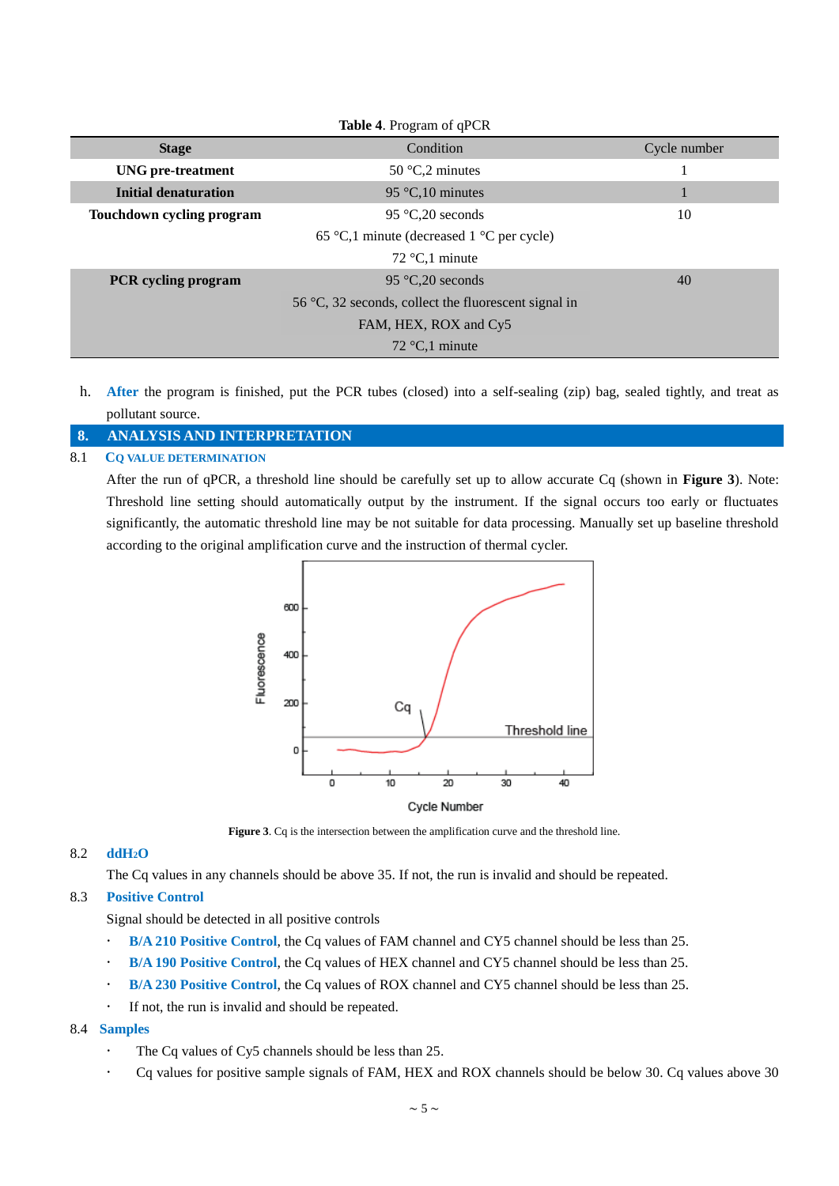**Table 4**. Program of qPCR

| Stage | Condition | Cycle number |
|---|---|---|
| **UNG pre-treatment** | 50 °C,2 minutes | 1 |
| **Initial denaturation** | 95 °C,10 minutes | 1 |
| **Touchdown cycling program** | 95 °C,20 seconds | 10 |
| | 65 °C,1 minute (decreased 1 °C per cycle) | |
| | 72 °C,1 minute | |
| **PCR cycling program** | 95 °C,20 seconds | 40 |
| | 56 °C, 32 seconds, collect the fluorescent signal in FAM, HEX, ROX and Cy5 | |
| | 72 °C,1 minute | |

h. **After** the program is finished, put the PCR tubes (closed) into a self-sealing (zip) bag, sealed tightly, and treat as pollutant source.

## 8. ANALYSIS AND INTERPRETATION

### 8.1 CQ VALUE DETERMINATION

After the run of qPCR, a threshold line should be carefully set up to allow accurate Cq (shown in **Figure 3**). Note: Threshold line setting should automatically output by the instrument. If the signal occurs too early or fluctuates significantly, the automatic threshold line may be not suitable for data processing. Manually set up baseline threshold according to the original amplification curve and the instruction of thermal cycler.

**Figure 3**. Cq is the intersection between the amplification curve and the threshold line.

### 8.2 $ddH_2O$

The Cq values in any channels should be above 35. If not, the run is invalid and should be repeated.

### 8.3 Positive Control

Signal should be detected in all positive controls

- **B/A 210 Positive Control**, the Cq values of FAM channel and CY5 channel should be less than 25.
- **B/A 190 Positive Control**, the Cq values of HEX channel and CY5 channel should be less than 25.
- **B/A 230 Positive Control**, the Cq values of ROX channel and CY5 channel should be less than 25.
- If not, the run is invalid and should be repeated.

### 8.4 Samples

- The Cq values of Cy5 channels should be less than 25.
- Cq values for positive sample signals of FAM, HEX and ROX channels should be below 30. Cq values above 30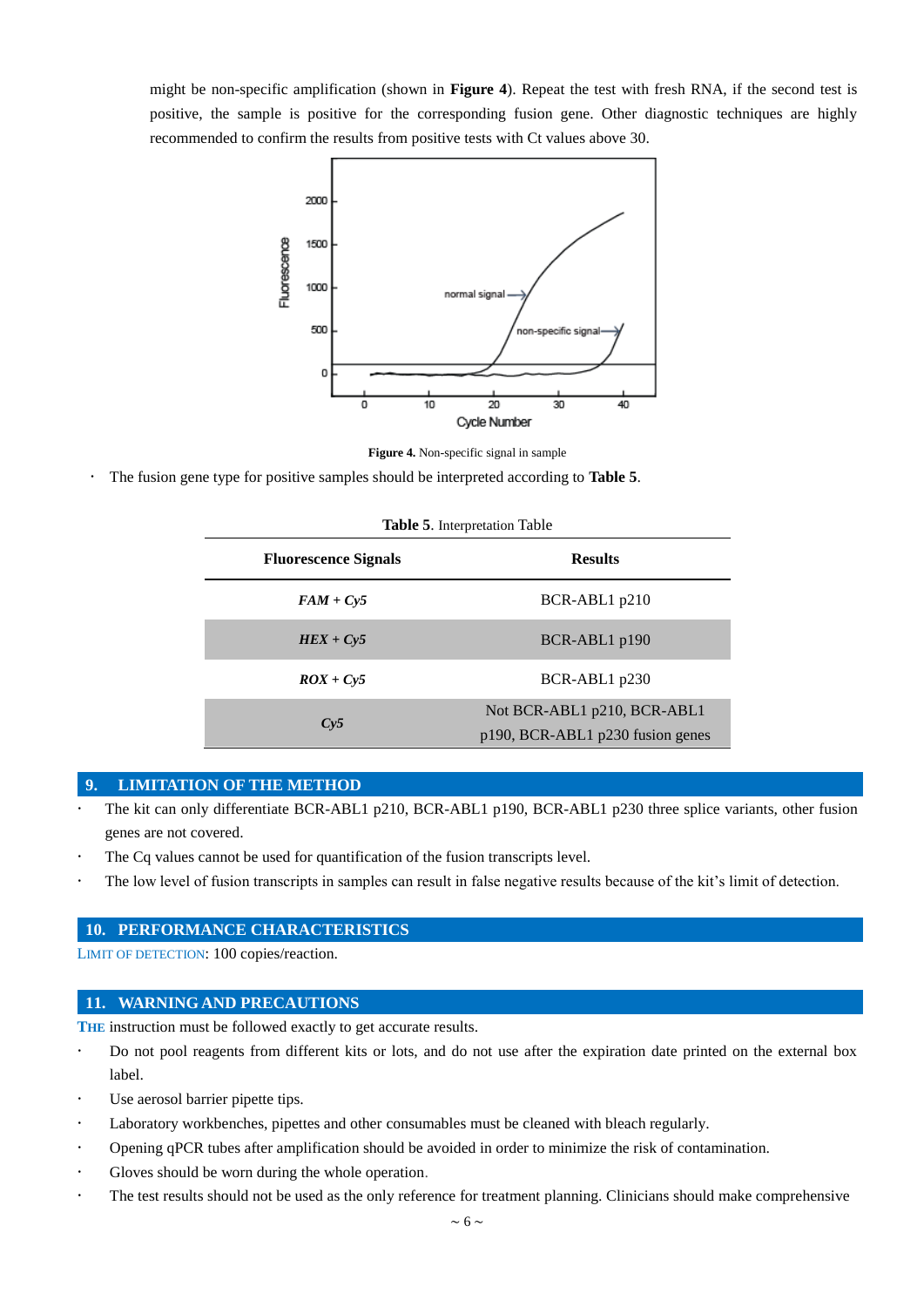might be non-specific amplification (shown in **Figure 4**). Repeat the test with fresh RNA, if the second test is positive, the sample is positive for the corresponding fusion gene. Other diagnostic techniques are highly recommended to confirm the results from positive tests with Ct values above 30.

**Figure 4.** Non-specific signal in sample

- The fusion gene type for positive samples should be interpreted according to **Table 5**.

**Table 5**. Interpretation Table

| Fluorescence Signals | Results |
|---|---|
| ***FAM + Cy5*** | BCR-ABL1 p210 |
| ***HEX + Cy5*** | BCR-ABL1 p190 |
| ***ROX + Cy5*** | BCR-ABL1 p230 |
| ***Cy5*** | Not BCR-ABL1 p210, BCR-ABL1 p190, BCR-ABL1 p230 fusion genes |

## 9. LIMITATION OF THE METHOD

- The kit can only differentiate BCR-ABL1 p210, BCR-ABL1 p190, BCR-ABL1 p230 three splice variants, other fusion genes are not covered.
- The Cq values cannot be used for quantification of the fusion transcripts level.
- The low level of fusion transcripts in samples can result in false negative results because of the kit's limit of detection.

## 10. PERFORMANCE CHARACTERISTICS

LIMIT OF DETECTION: 100 copies/reaction.

## 11. WARNING AND PRECAUTIONS

**THE** instruction must be followed exactly to get accurate results.

- Do not pool reagents from different kits or lots, and do not use after the expiration date printed on the external box label.
- Use aerosol barrier pipette tips.
- Laboratory workbenches, pipettes and other consumables must be cleaned with bleach regularly.
- Opening qPCR tubes after amplification should be avoided in order to minimize the risk of contamination.
- Gloves should be worn during the whole operation.
- The test results should not be used as the only reference for treatment planning. Clinicians should make comprehensive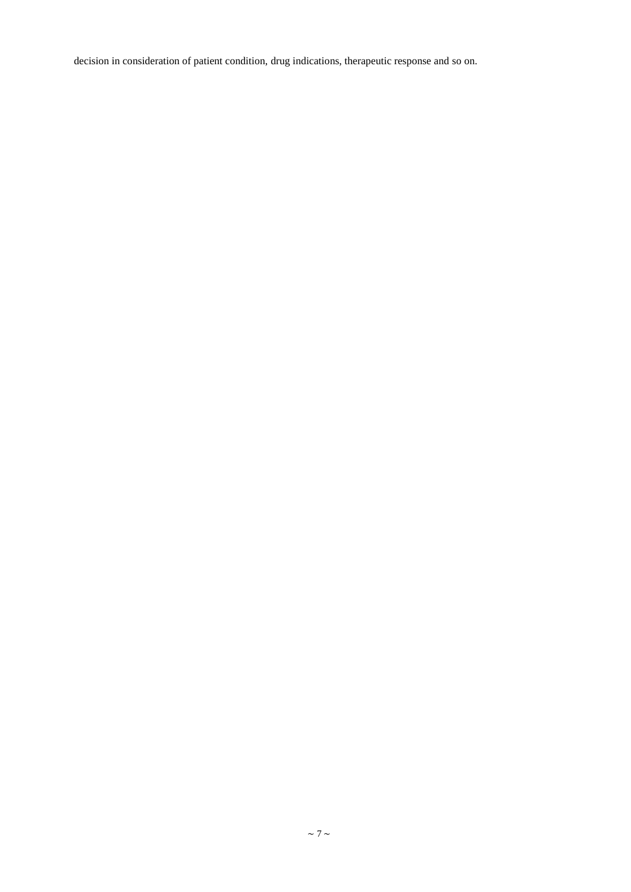decision in consideration of patient condition, drug indications, therapeutic response and so on.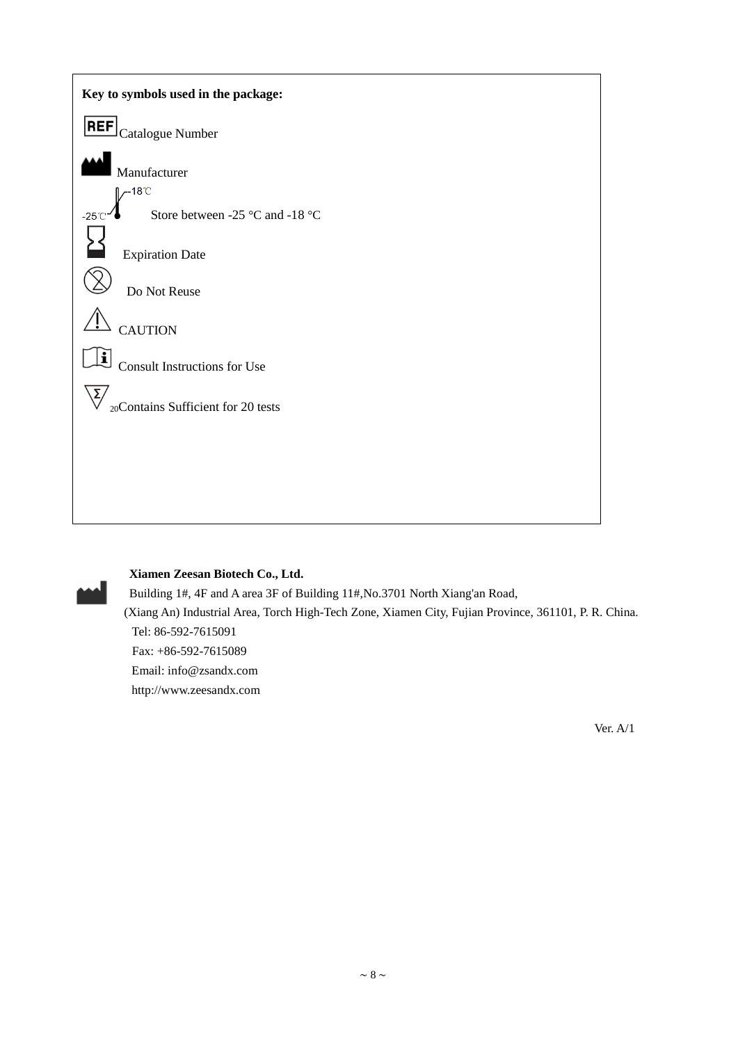**Key to symbols used in the package:**

REF Catalogue Number

Manufacturer

-18℃ -25℃ Store between -25 °C and -18 °C

Expiration Date

Do Not Reuse

CAUTION

Consult Instructions for Use

20 Contains Sufficient for 20 tests

**Xiamen Zeesan Biotech Co., Ltd.**

Building 1#, 4F and A area 3F of Building 11#,No.3701 North Xiang'an Road,
(Xiang An) Industrial Area, Torch High-Tech Zone, Xiamen City, Fujian Province, 361101, P. R. China.
Tel: 86-592-7615091
Fax: +86-592-7615089
Email: info@zsandx.com
http://www.zeesandx.com

Ver. A/1